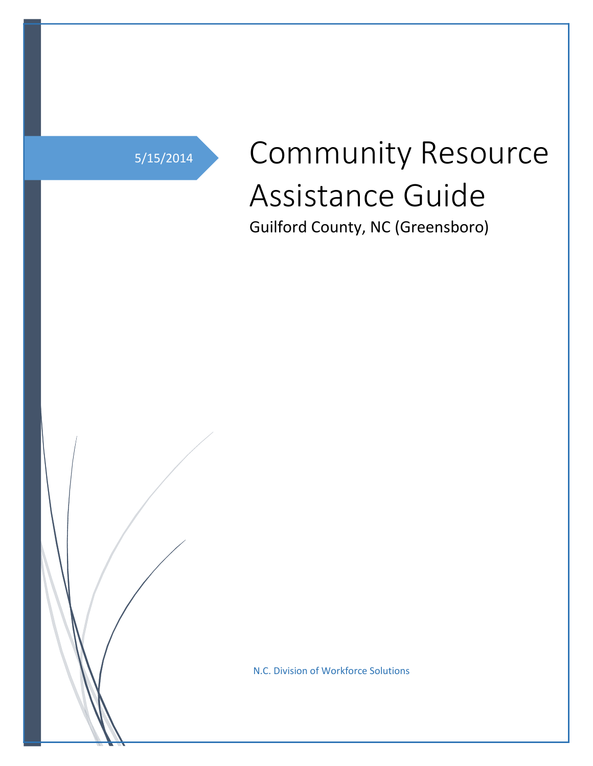5/15/2014

# Community Resource Assistance Guide

Guilford County, NC (Greensboro)

N.C. Division of Workforce Solutions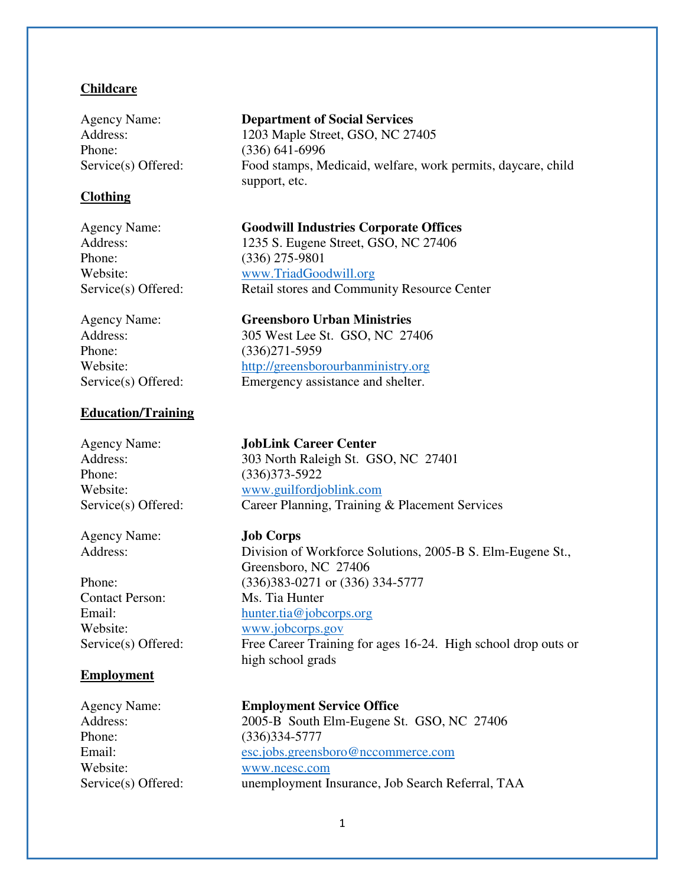**Childcare**

Agency Name: **Department of Social Services**
Address: 1203 Maple Street, GSO, NC 27405
Phone: (336) 641-6996
Service(s) Offered: Food stamps, Medicaid, welfare, work permits, daycare, child support, etc.

**Clothing**

Agency Name: **Goodwill Industries Corporate Offices**
Address: 1235 S. Eugene Street, GSO, NC 27406
Phone: (336) 275-9801
Website: www.TriadGoodwill.org
Service(s) Offered: Retail stores and Community Resource Center

Agency Name: **Greensboro Urban Ministries**
Address: 305 West Lee St. GSO, NC 27406
Phone: (336)271-5959
Website: http://greensborourbanministry.org
Service(s) Offered: Emergency assistance and shelter.

**Education/Training**

Agency Name: **JobLink Career Center**
Address: 303 North Raleigh St. GSO, NC 27401
Phone: (336)373-5922
Website: www.guilfordjoblink.com
Service(s) Offered: Career Planning, Training & Placement Services

Agency Name: **Job Corps**
Address: Division of Workforce Solutions, 2005-B S. Elm-Eugene St., Greensboro, NC 27406
Phone: (336)383-0271 or (336) 334-5777
Contact Person: Ms. Tia Hunter
Email: hunter.tia@jobcorps.org
Website: www.jobcorps.gov
Service(s) Offered: Free Career Training for ages 16-24. High school drop outs or high school grads

**Employment**

Agency Name: **Employment Service Office**
Address: 2005-B South Elm-Eugene St. GSO, NC 27406
Phone: (336)334-5777
Email: esc.jobs.greensboro@nccommerce.com
Website: www.ncesc.com
Service(s) Offered: unemployment Insurance, Job Search Referral, TAA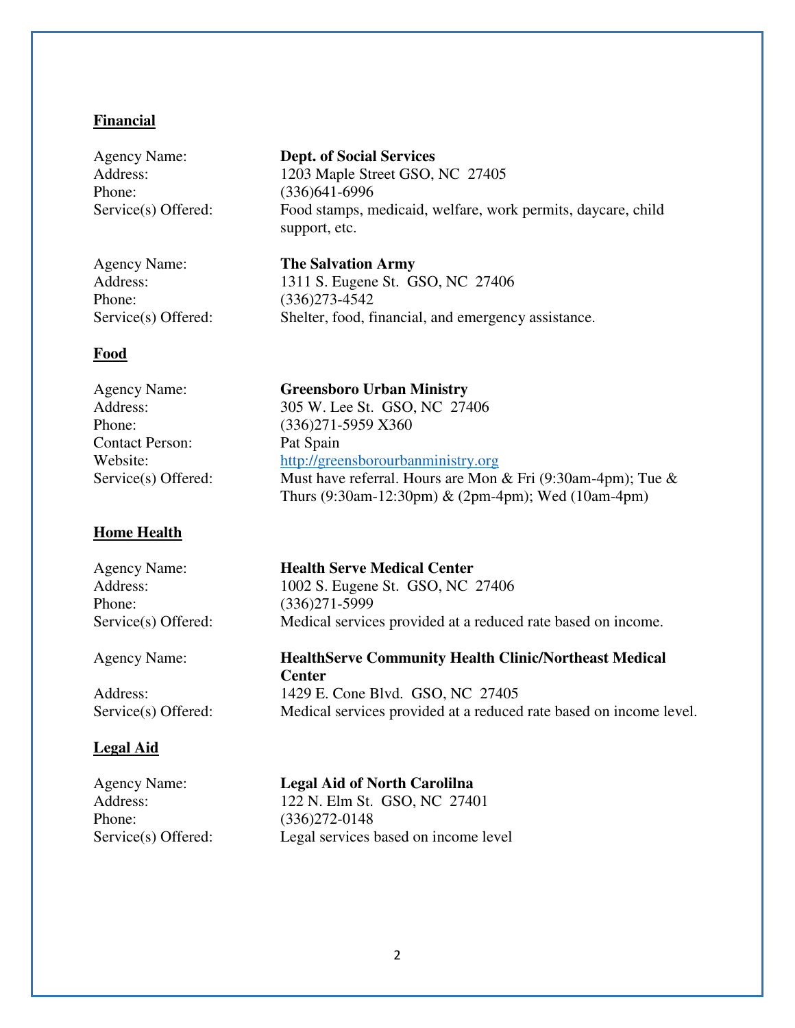**Financial**

Agency Name: **Dept. of Social Services**
Address: 1203 Maple Street GSO, NC 27405
Phone: (336)641-6996
Service(s) Offered: Food stamps, medicaid, welfare, work permits, daycare, child support, etc.

Agency Name: **The Salvation Army**
Address: 1311 S. Eugene St. GSO, NC 27406
Phone: (336)273-4542
Service(s) Offered: Shelter, food, financial, and emergency assistance.

**Food**

Agency Name: **Greensboro Urban Ministry**
Address: 305 W. Lee St. GSO, NC 27406
Phone: (336)271-5959 X360
Contact Person: Pat Spain
Website: http://greensborourbanministry.org
Service(s) Offered: Must have referral. Hours are Mon & Fri (9:30am-4pm); Tue & Thurs (9:30am-12:30pm) & (2pm-4pm); Wed (10am-4pm)

**Home Health**

Agency Name: **Health Serve Medical Center**
Address: 1002 S. Eugene St. GSO, NC 27406
Phone: (336)271-5999
Service(s) Offered: Medical services provided at a reduced rate based on income.

Agency Name: **HealthServe Community Health Clinic/Northeast Medical Center**
Address: 1429 E. Cone Blvd. GSO, NC 27405
Service(s) Offered: Medical services provided at a reduced rate based on income level.

**Legal Aid**

Agency Name: **Legal Aid of North Carolilna**
Address: 122 N. Elm St. GSO, NC 27401
Phone: (336)272-0148
Service(s) Offered: Legal services based on income level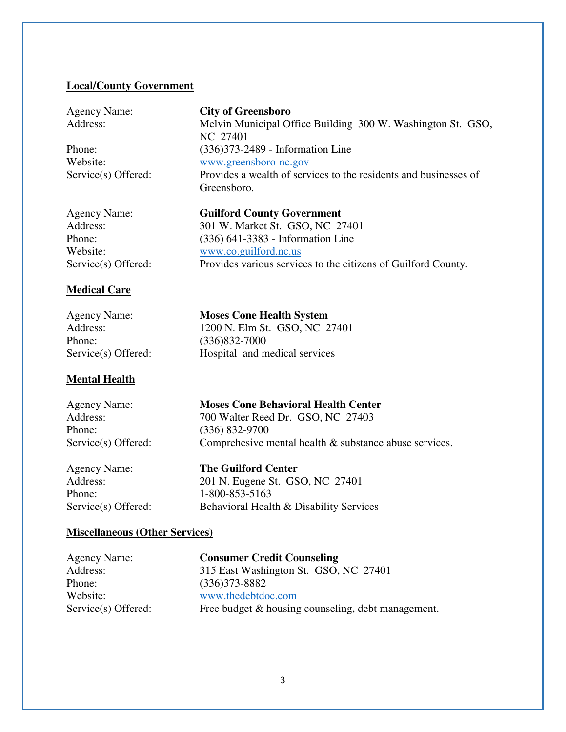## Local/County Government

Agency Name: **City of Greensboro**
Address: Melvin Municipal Office Building 300 W. Washington St. GSO, NC 27401
Phone: (336)373-2489 - Information Line
Website: www.greensboro-nc.gov
Service(s) Offered: Provides a wealth of services to the residents and businesses of Greensboro.

Agency Name: **Guilford County Government**
Address: 301 W. Market St. GSO, NC 27401
Phone: (336) 641-3383 - Information Line
Website: www.co.guilford.nc.us
Service(s) Offered: Provides various services to the citizens of Guilford County.

## Medical Care

Agency Name: **Moses Cone Health System**
Address: 1200 N. Elm St. GSO, NC 27401
Phone: (336)832-7000
Service(s) Offered: Hospital and medical services

## Mental Health

Agency Name: **Moses Cone Behavioral Health Center**
Address: 700 Walter Reed Dr. GSO, NC 27403
Phone: (336) 832-9700
Service(s) Offered: Comprehesive mental health & substance abuse services.

Agency Name: **The Guilford Center**
Address: 201 N. Eugene St. GSO, NC 27401
Phone: 1-800-853-5163
Service(s) Offered: Behavioral Health & Disability Services

## Miscellaneous (Other Services)

Agency Name: **Consumer Credit Counseling**
Address: 315 East Washington St. GSO, NC 27401
Phone: (336)373-8882
Website: www.thedebtdoc.com
Service(s) Offered: Free budget & housing counseling, debt management.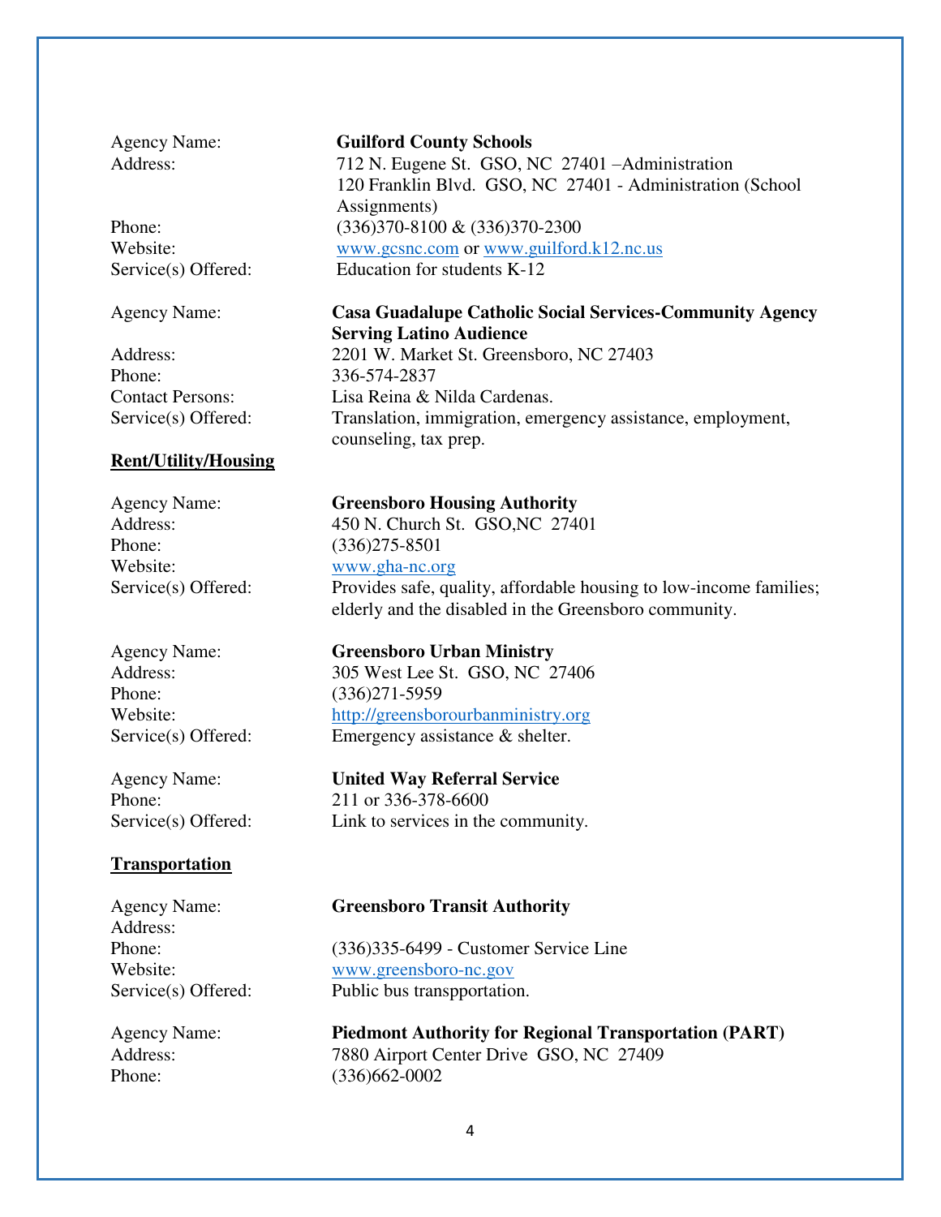Agency Name: **Guilford County Schools**
Address: 712 N. Eugene St. GSO, NC 27401 –Administration
120 Franklin Blvd. GSO, NC 27401 - Administration (School Assignments)
Phone: (336)370-8100 & (336)370-2300
Website: www.gcsnc.com or www.guilford.k12.nc.us
Service(s) Offered: Education for students K-12

Agency Name: **Casa Guadalupe Catholic Social Services-Community Agency Serving Latino Audience**
Address: 2201 W. Market St. Greensboro, NC 27403
Phone: 336-574-2837
Contact Persons: Lisa Reina & Nilda Cardenas.
Service(s) Offered: Translation, immigration, emergency assistance, employment, counseling, tax prep.

**Rent/Utility/Housing**

Agency Name: **Greensboro Housing Authority**
Address: 450 N. Church St. GSO,NC 27401
Phone: (336)275-8501
Website: www.gha-nc.org
Service(s) Offered: Provides safe, quality, affordable housing to low-income families; elderly and the disabled in the Greensboro community.

Agency Name: **Greensboro Urban Ministry**
Address: 305 West Lee St. GSO, NC 27406
Phone: (336)271-5959
Website: http://greensborourbanministry.org
Service(s) Offered: Emergency assistance & shelter.

Agency Name: **United Way Referral Service**
Phone: 211 or 336-378-6600
Service(s) Offered: Link to services in the community.

**Transportation**

Agency Name: **Greensboro Transit Authority**
Address:
Phone: (336)335-6499 - Customer Service Line
Website: www.greensboro-nc.gov
Service(s) Offered: Public bus transpportation.

Agency Name: **Piedmont Authority for Regional Transportation (PART)**
Address: 7880 Airport Center Drive GSO, NC 27409
Phone: (336)662-0002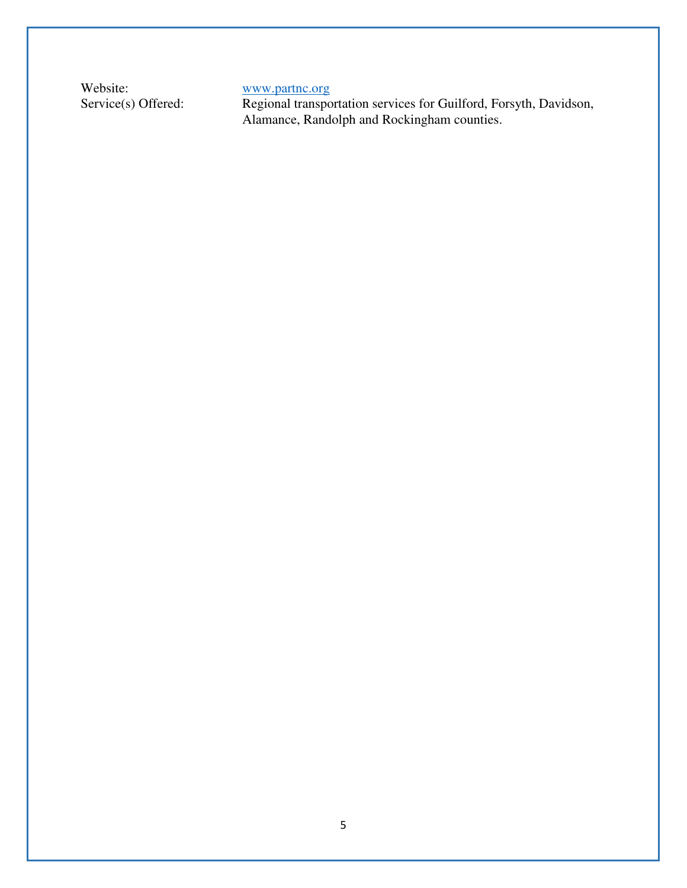| | |
|---|---|
| Website: | www.partnc.org |
| Service(s) Offered: | Regional transportation services for Guilford, Forsyth, Davidson, Alamance, Randolph and Rockingham counties. |